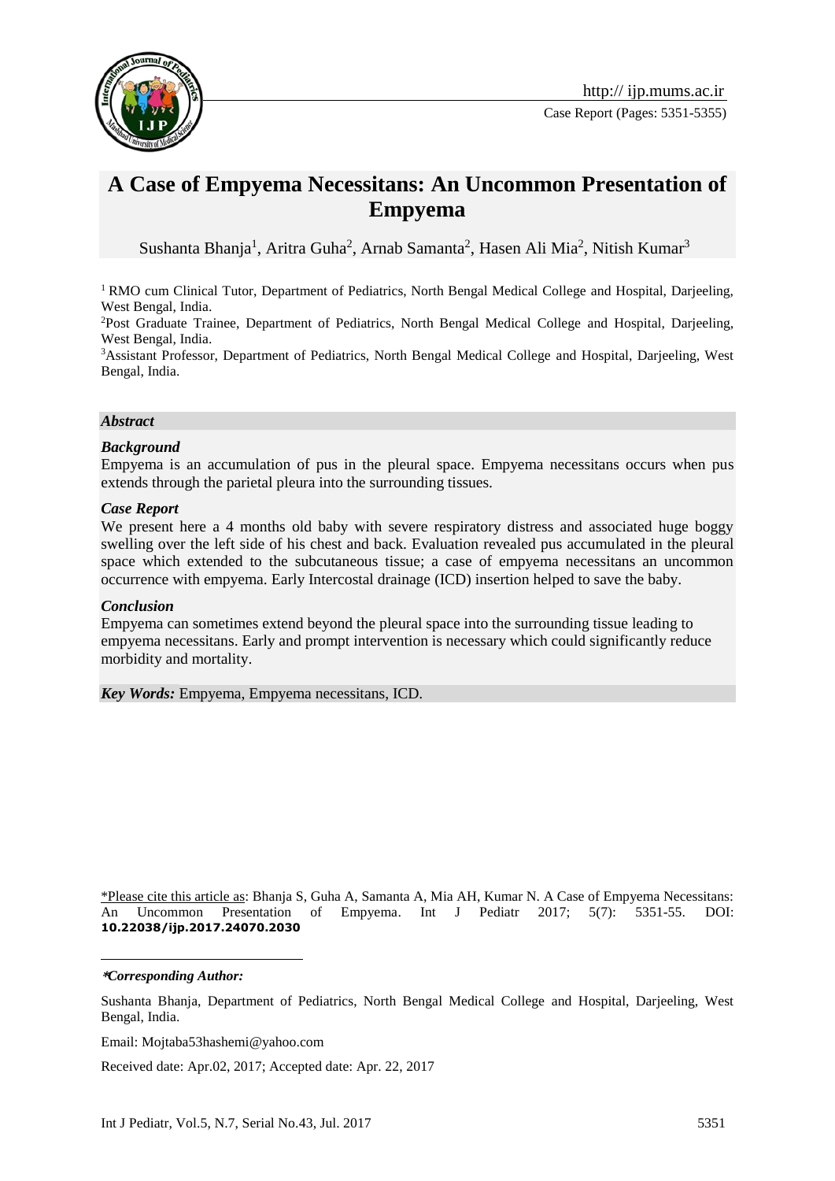http:// ijp.mums.ac.ir

Case Report (Pages: 5351-5355)

# A Case of Empyema Necessitans: An Uncommon Presentation of Empyema

Sushanta Bhanja[1], Aritra Guha[2], Arnab Samanta[2], Hasen Ali Mia[2], Nitish Kumar[3]

[1] RMO cum Clinical Tutor, Department of Pediatrics, North Bengal Medical College and Hospital, Darjeeling, West Bengal, India.

[2]Post Graduate Trainee, Department of Pediatrics, North Bengal Medical College and Hospital, Darjeeling, West Bengal, India.

[3]Assistant Professor, Department of Pediatrics, North Bengal Medical College and Hospital, Darjeeling, West Bengal, India.

***Abstract***

***Background***

Empyema is an accumulation of pus in the pleural space. Empyema necessitans occurs when pus extends through the parietal pleura into the surrounding tissues.

***Case Report***

We present here a 4 months old baby with severe respiratory distress and associated huge boggy swelling over the left side of his chest and back. Evaluation revealed pus accumulated in the pleural space which extended to the subcutaneous tissue; a case of empyema necessitans an uncommon occurrence with empyema. Early Intercostal drainage (ICD) insertion helped to save the baby.

***Conclusion***

Empyema can sometimes extend beyond the pleural space into the surrounding tissue leading to empyema necessitans. Early and prompt intervention is necessary which could significantly reduce morbidity and mortality.

***Key Words:*** Empyema, Empyema necessitans, ICD.

\*Please cite this article as: Bhanja S, Guha A, Samanta A, Mia AH, Kumar N. A Case of Empyema Necessitans: An Uncommon Presentation of Empyema. Int J Pediatr 2017; 5(7): 5351-55. DOI: **10.22038/ijp.2017.24070.2030**

***\*Corresponding Author:***

Sushanta Bhanja, Department of Pediatrics, North Bengal Medical College and Hospital, Darjeeling, West Bengal, India.

Email: Mojtaba53hashemi@yahoo.com

Received date: Apr.02, 2017; Accepted date: Apr. 22, 2017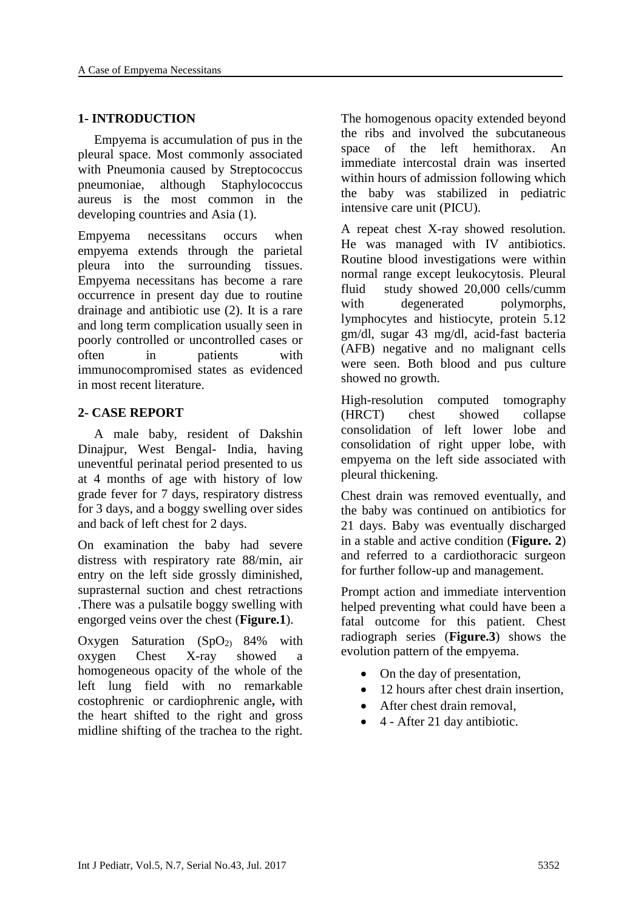## 1- INTRODUCTION

Empyema is accumulation of pus in the pleural space. Most commonly associated with Pneumonia caused by Streptococcus pneumoniae, although Staphylococcus aureus is the most common in the developing countries and Asia (1).

Empyema necessitans occurs when empyema extends through the parietal pleura into the surrounding tissues. Empyema necessitans has become a rare occurrence in present day due to routine drainage and antibiotic use (2). It is a rare and long term complication usually seen in poorly controlled or uncontrolled cases or often in patients with immunocompromised states as evidenced in most recent literature.

## 2- CASE REPORT

A male baby, resident of Dakshin Dinajpur, West Bengal- India, having uneventful perinatal period presented to us at 4 months of age with history of low grade fever for 7 days, respiratory distress for 3 days, and a boggy swelling over sides and back of left chest for 2 days.

On examination the baby had severe distress with respiratory rate 88/min, air entry on the left side grossly diminished, suprasternal suction and chest retractions .There was a pulsatile boggy swelling with engorged veins over the chest (**Figure.1**).

Oxygen Saturation ($SpO_2$) 84% with oxygen Chest X-ray showed a homogeneous opacity of the whole of the left lung field with no remarkable costophrenic or cardiophrenic angle**,** with the heart shifted to the right and gross midline shifting of the trachea to the right. The homogenous opacity extended beyond the ribs and involved the subcutaneous space of the left hemithorax. An immediate intercostal drain was inserted within hours of admission following which the baby was stabilized in pediatric intensive care unit (PICU).

A repeat chest X-ray showed resolution. He was managed with IV antibiotics. Routine blood investigations were within normal range except leukocytosis. Pleural fluid study showed 20,000 cells/cumm with degenerated polymorphs, lymphocytes and histiocyte, protein 5.12 gm/dl, sugar 43 mg/dl, acid-fast bacteria (AFB) negative and no malignant cells were seen. Both blood and pus culture showed no growth.

High-resolution computed tomography (HRCT) chest showed collapse consolidation of left lower lobe and consolidation of right upper lobe, with empyema on the left side associated with pleural thickening.

Chest drain was removed eventually, and the baby was continued on antibiotics for 21 days. Baby was eventually discharged in a stable and active condition (**Figure. 2**) and referred to a cardiothoracic surgeon for further follow-up and management.

Prompt action and immediate intervention helped preventing what could have been a fatal outcome for this patient. Chest radiograph series (**Figure.3**) shows the evolution pattern of the empyema.

- On the day of presentation,
- 12 hours after chest drain insertion,
- After chest drain removal,
- 4 - After 21 day antibiotic.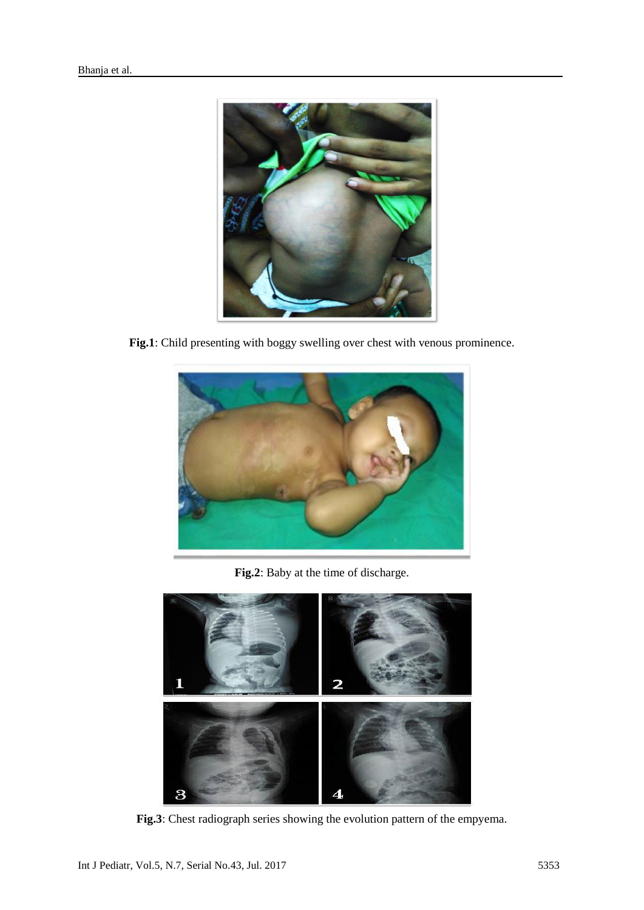**Fig.1**: Child presenting with boggy swelling over chest with venous prominence.

**Fig.2**: Baby at the time of discharge.

**Fig.3**: Chest radiograph series showing the evolution pattern of the empyema.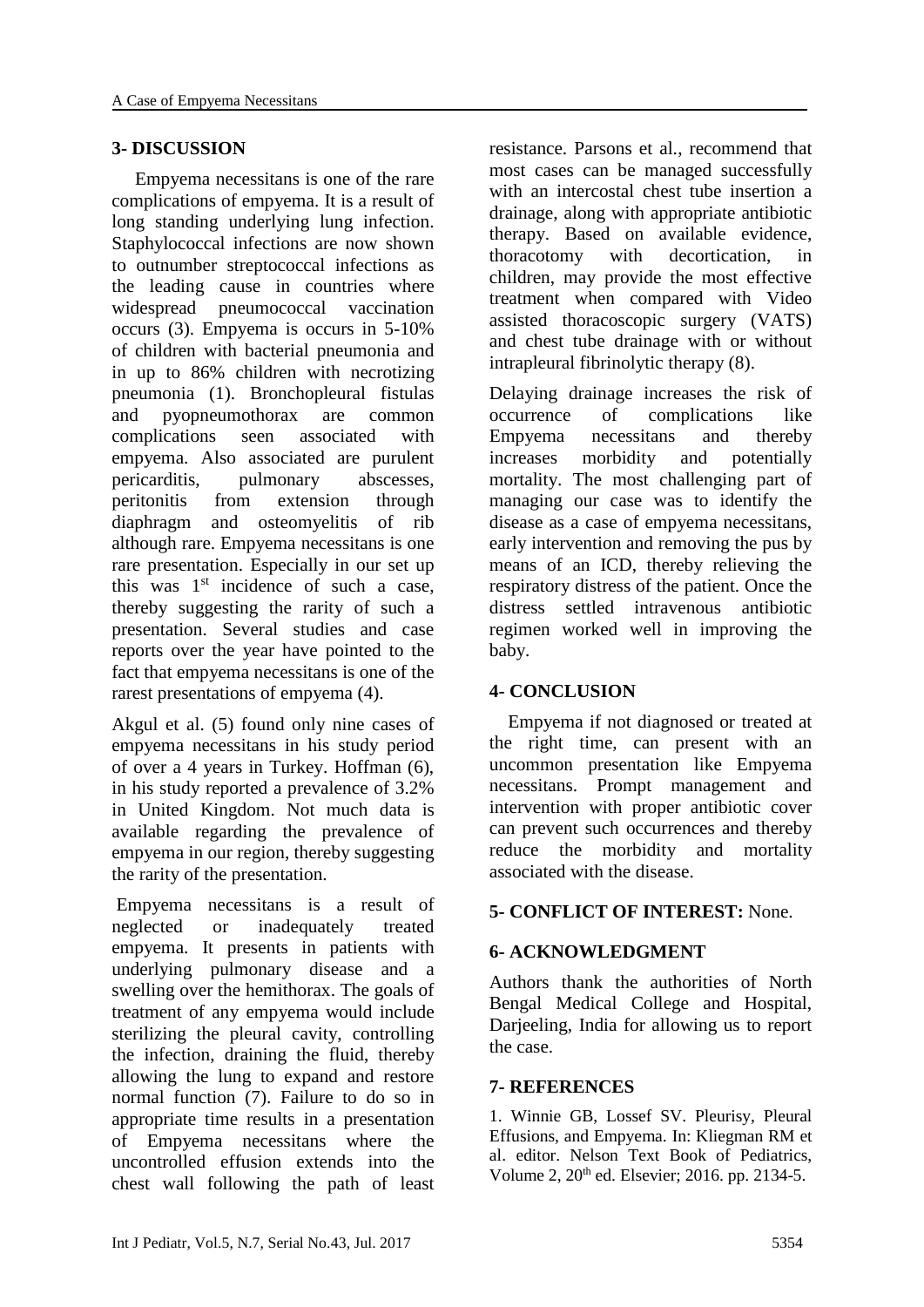## 3- DISCUSSION

Empyema necessitans is one of the rare complications of empyema. It is a result of long standing underlying lung infection. Staphylococcal infections are now shown to outnumber streptococcal infections as the leading cause in countries where widespread pneumococcal vaccination occurs (3). Empyema is occurs in 5-10% of children with bacterial pneumonia and in up to 86% children with necrotizing pneumonia (1). Bronchopleural fistulas and pyopneumothorax are common complications seen associated with empyema. Also associated are purulent pericarditis, pulmonary abscesses, peritonitis from extension through diaphragm and osteomyelitis of rib although rare. Empyema necessitans is one rare presentation. Especially in our set up this was 1st incidence of such a case, thereby suggesting the rarity of such a presentation. Several studies and case reports over the year have pointed to the fact that empyema necessitans is one of the rarest presentations of empyema (4).

Akgul et al. (5) found only nine cases of empyema necessitans in his study period of over a 4 years in Turkey. Hoffman (6), in his study reported a prevalence of 3.2% in United Kingdom. Not much data is available regarding the prevalence of empyema in our region, thereby suggesting the rarity of the presentation.

Empyema necessitans is a result of neglected or inadequately treated empyema. It presents in patients with underlying pulmonary disease and a swelling over the hemithorax. The goals of treatment of any empyema would include sterilizing the pleural cavity, controlling the infection, draining the fluid, thereby allowing the lung to expand and restore normal function (7). Failure to do so in appropriate time results in a presentation of Empyema necessitans where the uncontrolled effusion extends into the chest wall following the path of least resistance. Parsons et al., recommend that most cases can be managed successfully with an intercostal chest tube insertion a drainage, along with appropriate antibiotic therapy. Based on available evidence, thoracotomy with decortication, in children, may provide the most effective treatment when compared with Video assisted thoracoscopic surgery (VATS) and chest tube drainage with or without intrapleural fibrinolytic therapy (8).

Delaying drainage increases the risk of occurrence of complications like Empyema necessitans and thereby increases morbidity and potentially mortality. The most challenging part of managing our case was to identify the disease as a case of empyema necessitans, early intervention and removing the pus by means of an ICD, thereby relieving the respiratory distress of the patient. Once the distress settled intravenous antibiotic regimen worked well in improving the baby.

## 4- CONCLUSION

Empyema if not diagnosed or treated at the right time, can present with an uncommon presentation like Empyema necessitans. Prompt management and intervention with proper antibiotic cover can prevent such occurrences and thereby reduce the morbidity and mortality associated with the disease.

## 5- CONFLICT OF INTEREST: None.

## 6- ACKNOWLEDGMENT

Authors thank the authorities of North Bengal Medical College and Hospital, Darjeeling, India for allowing us to report the case.

## 7- REFERENCES

1. Winnie GB, Lossef SV. Pleurisy, Pleural Effusions, and Empyema. In: Kliegman RM et al. editor. Nelson Text Book of Pediatrics, Volume 2, 20th ed. Elsevier; 2016. pp. 2134-5.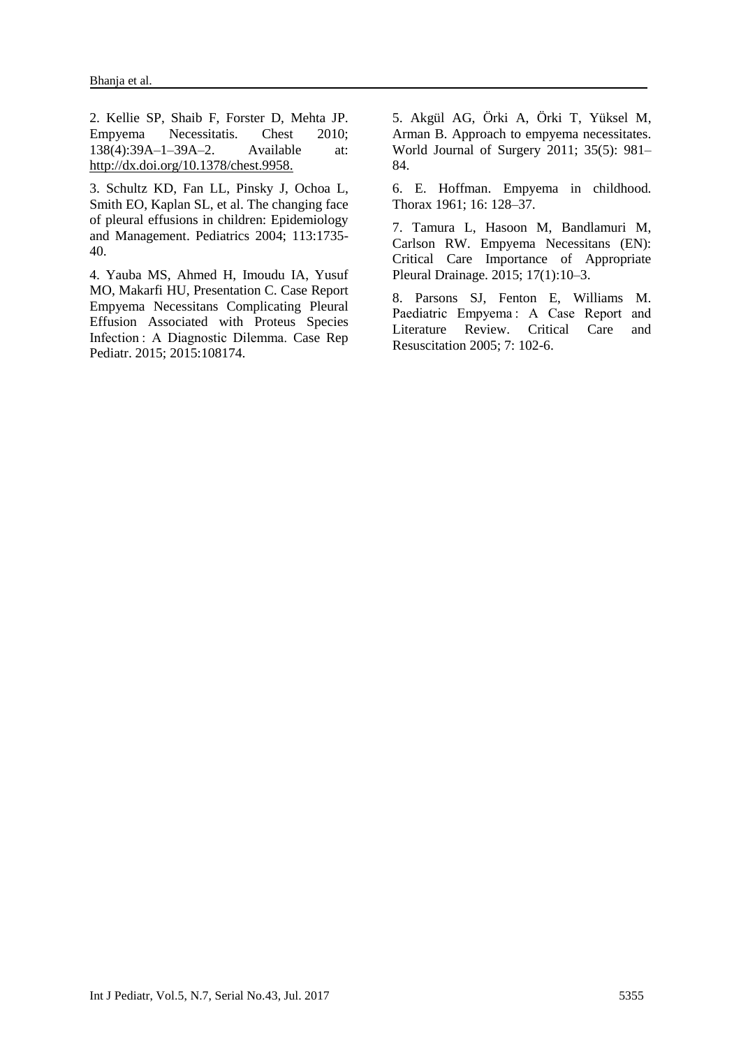2. Kellie SP, Shaib F, Forster D, Mehta JP. Empyema Necessitatis. Chest 2010; 138(4):39A–1–39A–2. Available at: http://dx.doi.org/10.1378/chest.9958.

3. Schultz KD, Fan LL, Pinsky J, Ochoa L, Smith EO, Kaplan SL, et al. The changing face of pleural effusions in children: Epidemiology and Management. Pediatrics 2004; 113:1735-40.

4. Yauba MS, Ahmed H, Imoudu IA, Yusuf MO, Makarfi HU, Presentation C. Case Report Empyema Necessitans Complicating Pleural Effusion Associated with Proteus Species Infection : A Diagnostic Dilemma. Case Rep Pediatr. 2015; 2015:108174.

5. Akgül AG, Örki A, Örki T, Yüksel M, Arman B. Approach to empyema necessitates. World Journal of Surgery 2011; 35(5): 981–84.

6. E. Hoffman. Empyema in childhood. Thorax 1961; 16: 128–37.

7. Tamura L, Hasoon M, Bandlamuri M, Carlson RW. Empyema Necessitans (EN): Critical Care Importance of Appropriate Pleural Drainage. 2015; 17(1):10–3.

8. Parsons SJ, Fenton E, Williams M. Paediatric Empyema : A Case Report and Literature Review. Critical Care and Resuscitation 2005; 7: 102-6.